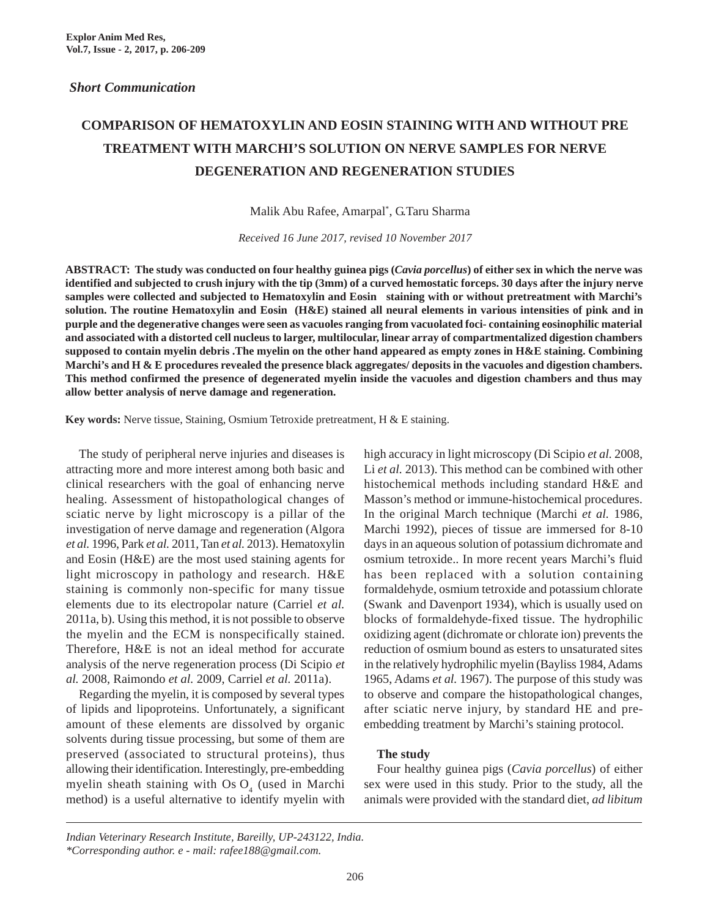*Short Communication*

# COMPARISON OF HEMATOXYLIN AND EOSIN STAINING WITH AND WITHOUT PRE TREATMENT WITH MARCHI'S SOLUTION ON NERVE SAMPLES FOR NERVE DEGENERATION AND REGENERATION STUDIES

Malik Abu Rafee, Amarpal*, G.Taru Sharma

*Received 16 June 2017, revised 10 November 2017*

**ABSTRACT: The study was conducted on four healthy guinea pigs (*Cavia porcellus*) of either sex in which the nerve was identified and subjected to crush injury with the tip (3mm) of a curved hemostatic forceps. 30 days after the injury nerve samples were collected and subjected to Hematoxylin and Eosin staining with or without pretreatment with Marchi's solution. The routine Hematoxylin and Eosin (H&E) stained all neural elements in various intensities of pink and in purple and the degenerative changes were seen as vacuoles ranging from vacuolated foci- containing eosinophilic material and associated with a distorted cell nucleus to larger, multilocular, linear array of compartmentalized digestion chambers supposed to contain myelin debris .The myelin on the other hand appeared as empty zones in H&E staining. Combining Marchi's and H & E procedures revealed the presence black aggregates/ deposits in the vacuoles and digestion chambers. This method confirmed the presence of degenerated myelin inside the vacuoles and digestion chambers and thus may allow better analysis of nerve damage and regeneration.**

**Key words:** Nerve tissue, Staining, Osmium Tetroxide pretreatment, H & E staining.

The study of peripheral nerve injuries and diseases is attracting more and more interest among both basic and clinical researchers with the goal of enhancing nerve healing. Assessment of histopathological changes of sciatic nerve by light microscopy is a pillar of the investigation of nerve damage and regeneration (Algora *et al.* 1996, Park *et al.* 2011, Tan *et al.* 2013). Hematoxylin and Eosin (H&E) are the most used staining agents for light microscopy in pathology and research. H&E staining is commonly non-specific for many tissue elements due to its electropolar nature (Carriel *et al.* 2011a, b). Using this method, it is not possible to observe the myelin and the ECM is nonspecifically stained. Therefore, H&E is not an ideal method for accurate analysis of the nerve regeneration process (Di Scipio *et al.* 2008, Raimondo *et al.* 2009, Carriel *et al.* 2011a).

Regarding the myelin, it is composed by several types of lipids and lipoproteins. Unfortunately, a significant amount of these elements are dissolved by organic solvents during tissue processing, but some of them are preserved (associated to structural proteins), thus allowing their identification. Interestingly, pre-embedding myelin sheath staining with $OsO_4$ (used in Marchi method) is a useful alternative to identify myelin with high accuracy in light microscopy (Di Scipio *et al.* 2008, Li *et al.* 2013). This method can be combined with other histochemical methods including standard H&E and Masson's method or immune-histochemical procedures. In the original March technique (Marchi *et al.* 1986, Marchi 1992), pieces of tissue are immersed for 8-10 days in an aqueous solution of potassium dichromate and osmium tetroxide.. In more recent years Marchi's fluid has been replaced with a solution containing formaldehyde, osmium tetroxide and potassium chlorate (Swank and Davenport 1934), which is usually used on blocks of formaldehyde-fixed tissue. The hydrophilic oxidizing agent (dichromate or chlorate ion) prevents the reduction of osmium bound as esters to unsaturated sites in the relatively hydrophilic myelin (Bayliss 1984, Adams 1965, Adams *et al.* 1967). The purpose of this study was to observe and compare the histopathological changes, after sciatic nerve injury, by standard HE and pre-embedding treatment by Marchi's staining protocol.

**The study**

Four healthy guinea pigs (*Cavia porcellus*) of either sex were used in this study. Prior to the study, all the animals were provided with the standard diet, *ad libitum*

---

*Indian Veterinary Research Institute, Bareilly, UP-243122, India.*
*\*Corresponding author. e - mail: rafee188@gmail.com.*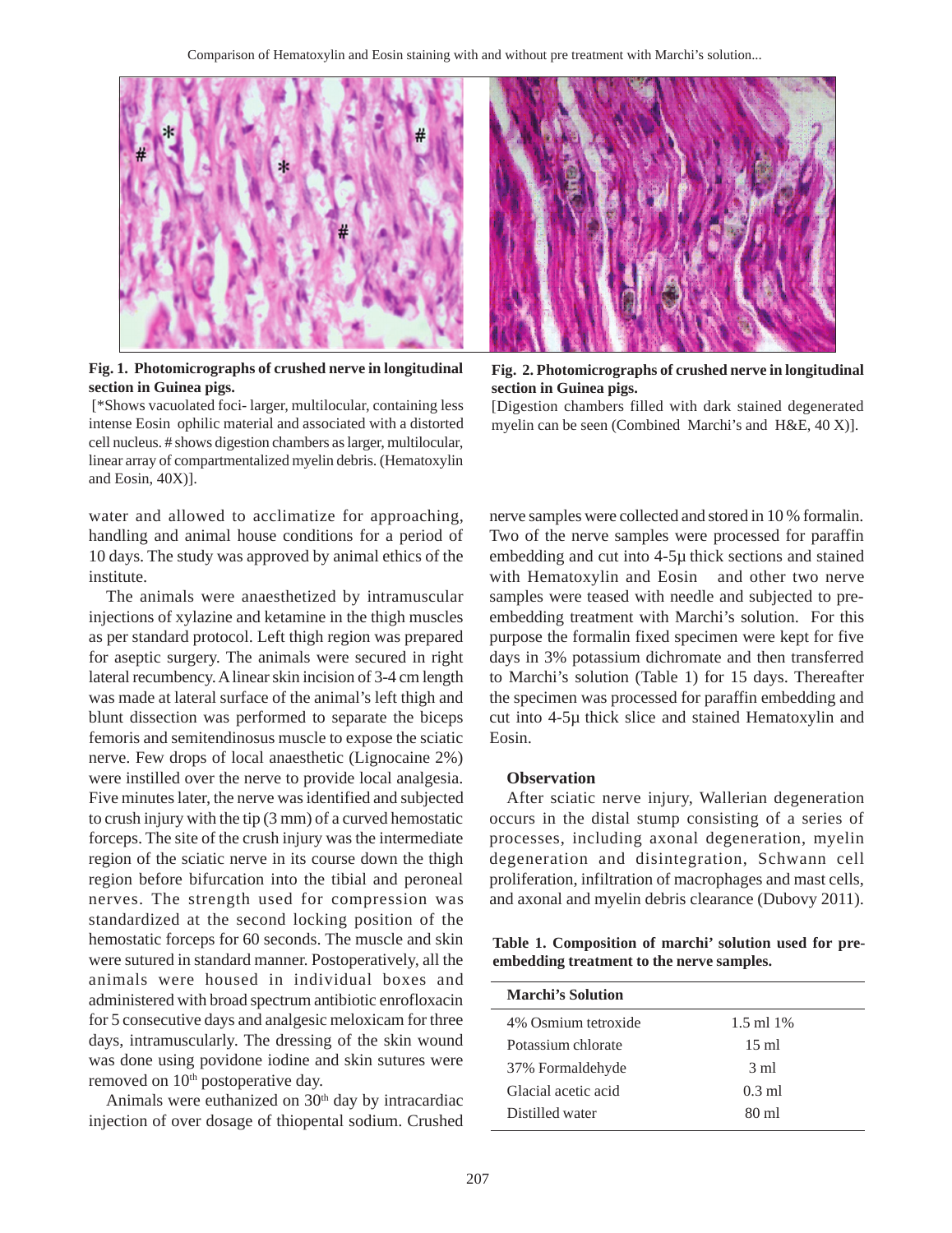**Fig. 1. Photomicrographs of crushed nerve in longitudinal section in Guinea pigs.**

[*Shows vacuolated foci- larger, multilocular, containing less intense Eosin ophilic material and associated with a distorted cell nucleus. # shows digestion chambers as larger, multilocular, linear array of compartmentalized myelin debris. (Hematoxylin and Eosin, 40X)].

**Fig. 2. Photomicrographs of crushed nerve in longitudinal section in Guinea pigs.**

[Digestion chambers filled with dark stained degenerated myelin can be seen (Combined Marchi's and H&E, 40 X)].

water and allowed to acclimatize for approaching, handling and animal house conditions for a period of 10 days. The study was approved by animal ethics of the institute.

The animals were anaesthetized by intramuscular injections of xylazine and ketamine in the thigh muscles as per standard protocol. Left thigh region was prepared for aseptic surgery. The animals were secured in right lateral recumbency. A linear skin incision of 3-4 cm length was made at lateral surface of the animal's left thigh and blunt dissection was performed to separate the biceps femoris and semitendinosus muscle to expose the sciatic nerve. Few drops of local anaesthetic (Lignocaine 2%) were instilled over the nerve to provide local analgesia. Five minutes later, the nerve was identified and subjected to crush injury with the tip (3 mm) of a curved hemostatic forceps. The site of the crush injury was the intermediate region of the sciatic nerve in its course down the thigh region before bifurcation into the tibial and peroneal nerves. The strength used for compression was standardized at the second locking position of the hemostatic forceps for 60 seconds. The muscle and skin were sutured in standard manner. Postoperatively, all the animals were housed in individual boxes and administered with broad spectrum antibiotic enrofloxacin for 5 consecutive days and analgesic meloxicam for three days, intramuscularly. The dressing of the skin wound was done using povidone iodine and skin sutures were removed on 10th postoperative day.

Animals were euthanized on 30th day by intracardiac injection of over dosage of thiopental sodium. Crushed nerve samples were collected and stored in 10 % formalin. Two of the nerve samples were processed for paraffin embedding and cut into 4-5μ thick sections and stained with Hematoxylin and Eosin and other two nerve samples were teased with needle and subjected to pre-embedding treatment with Marchi's solution. For this purpose the formalin fixed specimen were kept for five days in 3% potassium dichromate and then transferred to Marchi's solution (Table 1) for 15 days. Thereafter the specimen was processed for paraffin embedding and cut into 4-5μ thick slice and stained Hematoxylin and Eosin.

### Observation

After sciatic nerve injury, Wallerian degeneration occurs in the distal stump consisting of a series of processes, including axonal degeneration, myelin degeneration and disintegration, Schwann cell proliferation, infiltration of macrophages and mast cells, and axonal and myelin debris clearance (Dubovy 2011).

**Table 1. Composition of marchi' solution used for pre-embedding treatment to the nerve samples.**

| Marchi's Solution | |
|---|---|
| 4% Osmium tetroxide | 1.5 ml 1% |
| Potassium chlorate | 15 ml |
| 37% Formaldehyde | 3 ml |
| Glacial acetic acid | 0.3 ml |
| Distilled water | 80 ml |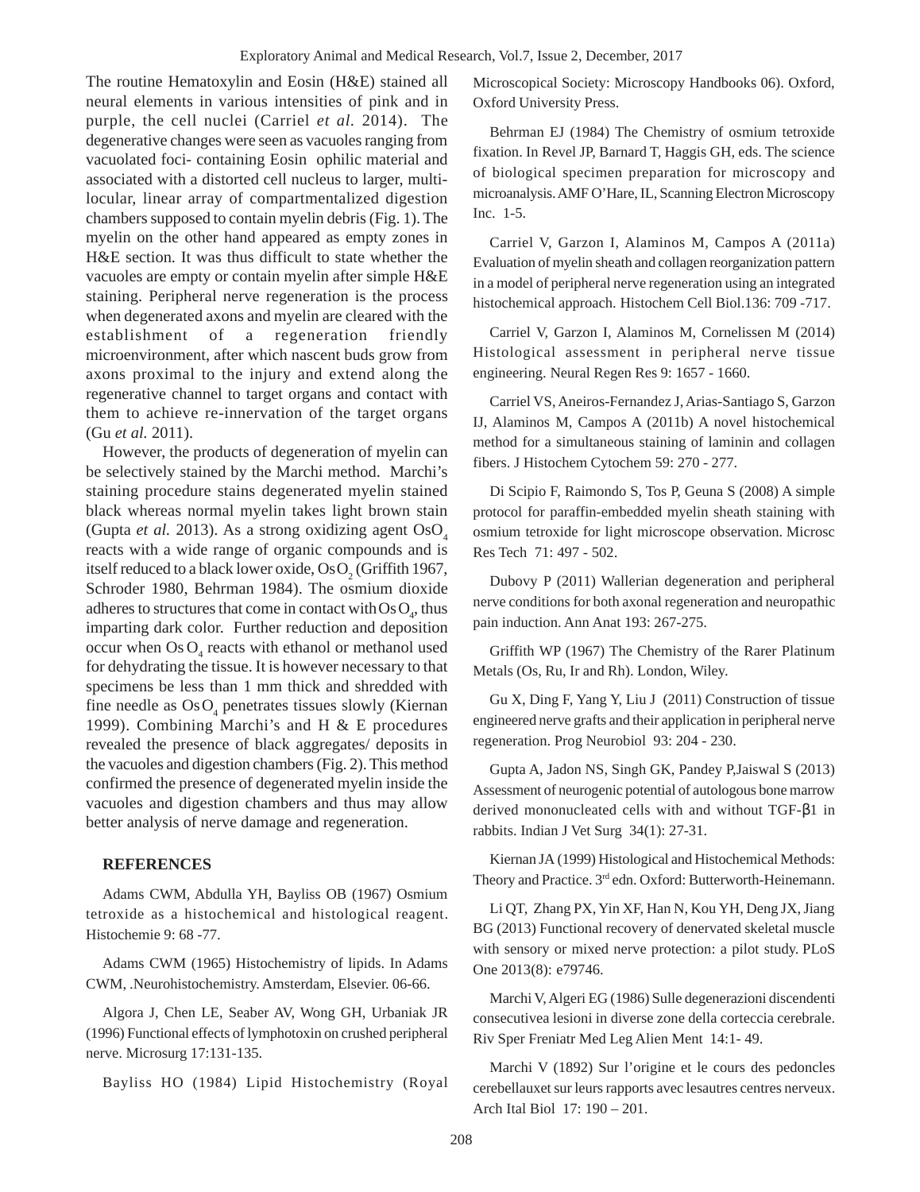The routine Hematoxylin and Eosin (H&E) stained all neural elements in various intensities of pink and in purple, the cell nuclei (Carriel *et al*. 2014). The degenerative changes were seen as vacuoles ranging from vacuolated foci- containing Eosin ophilic material and associated with a distorted cell nucleus to larger, multi-locular, linear array of compartmentalized digestion chambers supposed to contain myelin debris (Fig. 1). The myelin on the other hand appeared as empty zones in H&E section. It was thus difficult to state whether the vacuoles are empty or contain myelin after simple H&E staining. Peripheral nerve regeneration is the process when degenerated axons and myelin are cleared with the establishment of a regeneration friendly microenvironment, after which nascent buds grow from axons proximal to the injury and extend along the regenerative channel to target organs and contact with them to achieve re-innervation of the target organs (Gu *et al.* 2011).

However, the products of degeneration of myelin can be selectively stained by the Marchi method. Marchi's staining procedure stains degenerated myelin stained black whereas normal myelin takes light brown stain (Gupta *et al.* 2013). As a strong oxidizing agent $OsO_4$ reacts with a wide range of organic compounds and is itself reduced to a black lower oxide, $OsO_2$ (Griffith 1967, Schroder 1980, Behrman 1984). The osmium dioxide adheres to structures that come in contact with $OsO_4$, thus imparting dark color. Further reduction and deposition occur when $OsO_4$ reacts with ethanol or methanol used for dehydrating the tissue. It is however necessary to that specimens be less than 1 mm thick and shredded with fine needle as $OsO_4$ penetrates tissues slowly (Kiernan 1999). Combining Marchi's and H & E procedures revealed the presence of black aggregates/ deposits in the vacuoles and digestion chambers (Fig. 2). This method confirmed the presence of degenerated myelin inside the vacuoles and digestion chambers and thus may allow better analysis of nerve damage and regeneration.

## REFERENCES

Adams CWM, Abdulla YH, Bayliss OB (1967) Osmium tetroxide as a histochemical and histological reagent. Histochemie 9: 68 -77.

Adams CWM (1965) Histochemistry of lipids. In Adams CWM, .Neurohistochemistry. Amsterdam, Elsevier. 06-66.

Algora J, Chen LE, Seaber AV, Wong GH, Urbaniak JR (1996) Functional effects of lymphotoxin on crushed peripheral nerve. Microsurg 17:131-135.

Bayliss HO (1984) Lipid Histochemistry (Royal Microscopical Society: Microscopy Handbooks 06). Oxford, Oxford University Press.

Behrman EJ (1984) The Chemistry of osmium tetroxide fixation. In Revel JP, Barnard T, Haggis GH, eds. The science of biological specimen preparation for microscopy and microanalysis. AMF O'Hare, IL, Scanning Electron Microscopy Inc. 1-5.

Carriel V, Garzon I, Alaminos M, Campos A (2011a) Evaluation of myelin sheath and collagen reorganization pattern in a model of peripheral nerve regeneration using an integrated histochemical approach. Histochem Cell Biol.136: 709 -717.

Carriel V, Garzon I, Alaminos M, Cornelissen M (2014) Histological assessment in peripheral nerve tissue engineering. Neural Regen Res 9: 1657 - 1660.

Carriel VS, Aneiros-Fernandez J, Arias-Santiago S, Garzon IJ, Alaminos M, Campos A (2011b) A novel histochemical method for a simultaneous staining of laminin and collagen fibers. J Histochem Cytochem 59: 270 - 277.

Di Scipio F, Raimondo S, Tos P, Geuna S (2008) A simple protocol for paraffin-embedded myelin sheath staining with osmium tetroxide for light microscope observation. Microsc Res Tech 71: 497 - 502.

Dubovy P (2011) Wallerian degeneration and peripheral nerve conditions for both axonal regeneration and neuropathic pain induction. Ann Anat 193: 267-275.

Griffith WP (1967) The Chemistry of the Rarer Platinum Metals (Os, Ru, Ir and Rh). London, Wiley.

Gu X, Ding F, Yang Y, Liu J (2011) Construction of tissue engineered nerve grafts and their application in peripheral nerve regeneration. Prog Neurobiol 93: 204 - 230.

Gupta A, Jadon NS, Singh GK, Pandey P,Jaiswal S (2013) Assessment of neurogenic potential of autologous bone marrow derived mononucleated cells with and without TGF-β1 in rabbits. Indian J Vet Surg 34(1): 27-31.

Kiernan JA (1999) Histological and Histochemical Methods: Theory and Practice. 3rd edn. Oxford: Butterworth-Heinemann.

Li QT, Zhang PX, Yin XF, Han N, Kou YH, Deng JX, Jiang BG (2013) Functional recovery of denervated skeletal muscle with sensory or mixed nerve protection: a pilot study. PLoS One 2013(8): e79746.

Marchi V, Algeri EG (1986) Sulle degenerazioni discendenti consecutivea lesioni in diverse zone della corteccia cerebrale. Riv Sper Freniatr Med Leg Alien Ment 14:1- 49.

Marchi V (1892) Sur l'origine et le cours des pedoncles cerebellauxet sur leurs rapports avec lesautres centres nerveux. Arch Ital Biol 17: 190 – 201.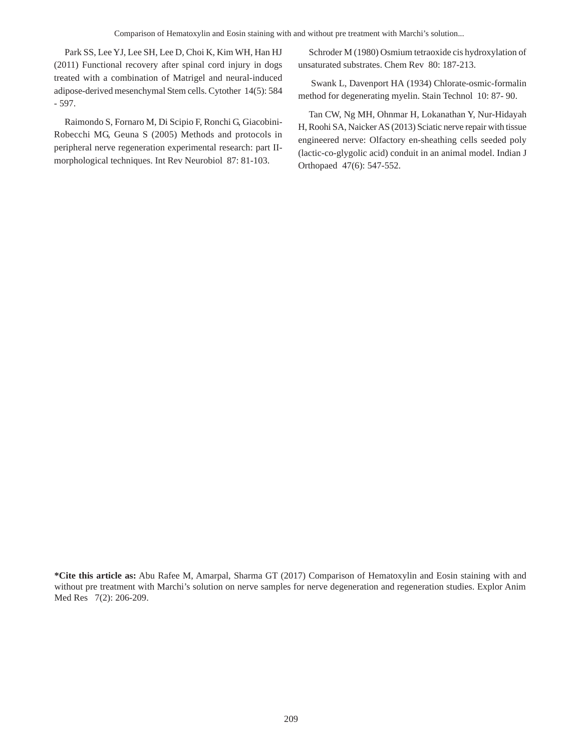Park SS, Lee YJ, Lee SH, Lee D, Choi K, Kim WH, Han HJ (2011) Functional recovery after spinal cord injury in dogs treated with a combination of Matrigel and neural-induced adipose-derived mesenchymal Stem cells. Cytother 14(5): 584 - 597.

Raimondo S, Fornaro M, Di Scipio F, Ronchi G, Giacobini-Robecchi MG, Geuna S (2005) Methods and protocols in peripheral nerve regeneration experimental research: part II-morphological techniques. Int Rev Neurobiol 87: 81-103.

Schroder M (1980) Osmium tetraoxide cis hydroxylation of unsaturated substrates. Chem Rev 80: 187-213.

Swank L, Davenport HA (1934) Chlorate-osmic-formalin method for degenerating myelin. Stain Technol 10: 87- 90.

Tan CW, Ng MH, Ohnmar H, Lokanathan Y, Nur-Hidayah H, Roohi SA, Naicker AS (2013) Sciatic nerve repair with tissue engineered nerve: Olfactory en-sheathing cells seeded poly (lactic-co-glygolic acid) conduit in an animal model. Indian J Orthopaed 47(6): 547-552.

**\*Cite this article as:** Abu Rafee M, Amarpal, Sharma GT (2017) Comparison of Hematoxylin and Eosin staining with and without pre treatment with Marchi's solution on nerve samples for nerve degeneration and regeneration studies. Explor Anim Med Res 7(2): 206-209.